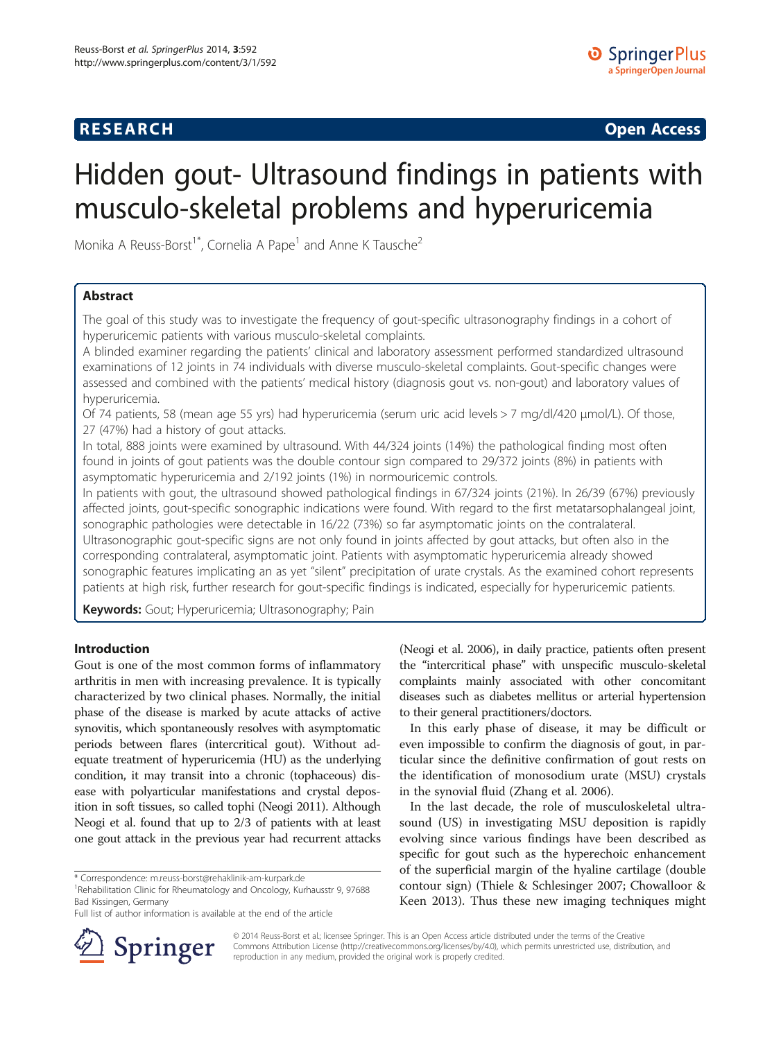**RESEARCH** **Open Access**

# Hidden gout- Ultrasound findings in patients with musculo-skeletal problems and hyperuricemia

Monika A Reuss-Borst[1*], Cornelia A Pape[1] and Anne K Tausche[2]

## Abstract

The goal of this study was to investigate the frequency of gout-specific ultrasonography findings in a cohort of hyperuricemic patients with various musculo-skeletal complaints.

A blinded examiner regarding the patients' clinical and laboratory assessment performed standardized ultrasound examinations of 12 joints in 74 individuals with diverse musculo-skeletal complaints. Gout-specific changes were assessed and combined with the patients' medical history (diagnosis gout vs. non-gout) and laboratory values of hyperuricemia.

Of 74 patients, 58 (mean age 55 yrs) had hyperuricemia (serum uric acid levels > 7 mg/dl/420 μmol/L). Of those, 27 (47%) had a history of gout attacks.

In total, 888 joints were examined by ultrasound. With 44/324 joints (14%) the pathological finding most often found in joints of gout patients was the double contour sign compared to 29/372 joints (8%) in patients with asymptomatic hyperuricemia and 2/192 joints (1%) in normouricemic controls.

In patients with gout, the ultrasound showed pathological findings in 67/324 joints (21%). In 26/39 (67%) previously affected joints, gout-specific sonographic indications were found. With regard to the first metatarsophalangeal joint, sonographic pathologies were detectable in 16/22 (73%) so far asymptomatic joints on the contralateral.

Ultrasonographic gout-specific signs are not only found in joints affected by gout attacks, but often also in the corresponding contralateral, asymptomatic joint. Patients with asymptomatic hyperuricemia already showed sonographic features implicating an as yet "silent" precipitation of urate crystals. As the examined cohort represents patients at high risk, further research for gout-specific findings is indicated, especially for hyperuricemic patients.

**Keywords:** Gout; Hyperuricemia; Ultrasonography; Pain

## Introduction

Gout is one of the most common forms of inflammatory arthritis in men with increasing prevalence. It is typically characterized by two clinical phases. Normally, the initial phase of the disease is marked by acute attacks of active synovitis, which spontaneously resolves with asymptomatic periods between flares (intercritical gout). Without adequate treatment of hyperuricemia (HU) as the underlying condition, it may transit into a chronic (tophaceous) disease with polyarticular manifestations and crystal deposition in soft tissues, so called tophi (Neogi 2011). Although Neogi et al. found that up to 2/3 of patients with at least one gout attack in the previous year had recurrent attacks (Neogi et al. 2006), in daily practice, patients often present the "intercritical phase" with unspecific musculo-skeletal complaints mainly associated with other concomitant diseases such as diabetes mellitus or arterial hypertension to their general practitioners/doctors.

In this early phase of disease, it may be difficult or even impossible to confirm the diagnosis of gout, in particular since the definitive confirmation of gout rests on the identification of monosodium urate (MSU) crystals in the synovial fluid (Zhang et al. 2006).

In the last decade, the role of musculoskeletal ultrasound (US) in investigating MSU deposition is rapidly evolving since various findings have been described as specific for gout such as the hyperechoic enhancement of the superficial margin of the hyaline cartilage (double contour sign) (Thiele & Schlesinger 2007; Chowalloor & Keen 2013). Thus these new imaging techniques might

\* Correspondence: m.reuss-borst@rehaklinik-am-kurpark.de
[1]Rehabilitation Clinic for Rheumatology and Oncology, Kurhausstr 9, 97688 Bad Kissingen, Germany
Full list of author information is available at the end of the article

© 2014 Reuss-Borst et al.; licensee Springer. This is an Open Access article distributed under the terms of the Creative Commons Attribution License (http://creativecommons.org/licenses/by/4.0), which permits unrestricted use, distribution, and reproduction in any medium, provided the original work is properly credited.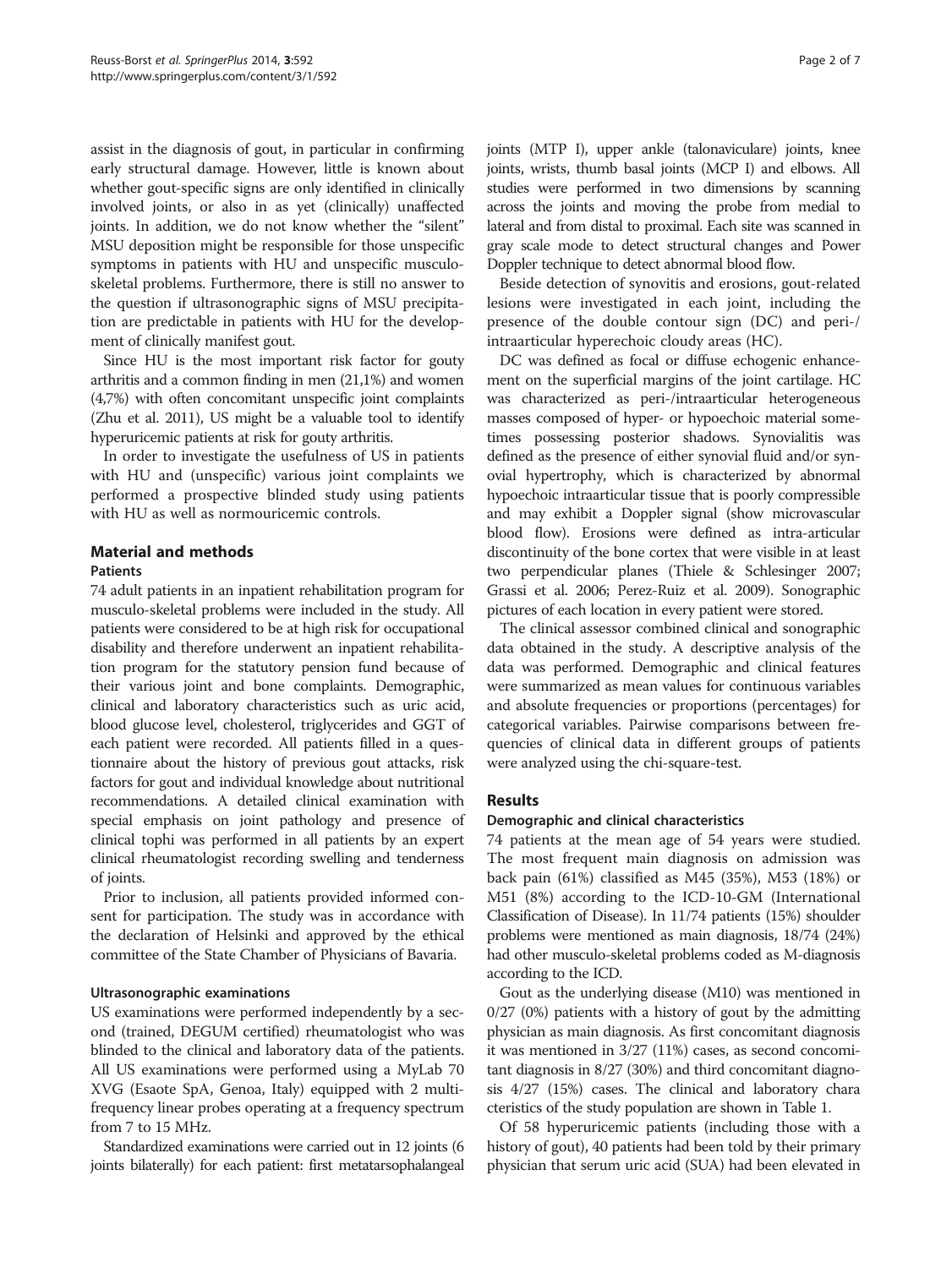assist in the diagnosis of gout, in particular in confirming early structural damage. However, little is known about whether gout-specific signs are only identified in clinically involved joints, or also in as yet (clinically) unaffected joints. In addition, we do not know whether the "silent" MSU deposition might be responsible for those unspecific symptoms in patients with HU and unspecific musculoskeletal problems. Furthermore, there is still no answer to the question if ultrasonographic signs of MSU precipitation are predictable in patients with HU for the development of clinically manifest gout.

Since HU is the most important risk factor for gouty arthritis and a common finding in men (21,1%) and women (4,7%) with often concomitant unspecific joint complaints (Zhu et al. 2011), US might be a valuable tool to identify hyperuricemic patients at risk for gouty arthritis.

In order to investigate the usefulness of US in patients with HU and (unspecific) various joint complaints we performed a prospective blinded study using patients with HU as well as normouricemic controls.

## Material and methods

### Patients

74 adult patients in an inpatient rehabilitation program for musculo-skeletal problems were included in the study. All patients were considered to be at high risk for occupational disability and therefore underwent an inpatient rehabilitation program for the statutory pension fund because of their various joint and bone complaints. Demographic, clinical and laboratory characteristics such as uric acid, blood glucose level, cholesterol, triglycerides and GGT of each patient were recorded. All patients filled in a questionnaire about the history of previous gout attacks, risk factors for gout and individual knowledge about nutritional recommendations. A detailed clinical examination with special emphasis on joint pathology and presence of clinical tophi was performed in all patients by an expert clinical rheumatologist recording swelling and tenderness of joints.

Prior to inclusion, all patients provided informed consent for participation. The study was in accordance with the declaration of Helsinki and approved by the ethical committee of the State Chamber of Physicians of Bavaria.

### Ultrasonographic examinations

US examinations were performed independently by a second (trained, DEGUM certified) rheumatologist who was blinded to the clinical and laboratory data of the patients. All US examinations were performed using a MyLab 70 XVG (Esaote SpA, Genoa, Italy) equipped with 2 multifrequency linear probes operating at a frequency spectrum from 7 to 15 MHz.

Standardized examinations were carried out in 12 joints (6 joints bilaterally) for each patient: first metatarsophalangeal joints (MTP I), upper ankle (talonaviculare) joints, knee joints, wrists, thumb basal joints (MCP I) and elbows. All studies were performed in two dimensions by scanning across the joints and moving the probe from medial to lateral and from distal to proximal. Each site was scanned in gray scale mode to detect structural changes and Power Doppler technique to detect abnormal blood flow.

Beside detection of synovitis and erosions, gout-related lesions were investigated in each joint, including the presence of the double contour sign (DC) and peri-/intraarticular hyperechoic cloudy areas (HC).

DC was defined as focal or diffuse echogenic enhancement on the superficial margins of the joint cartilage. HC was characterized as peri-/intraarticular heterogeneous masses composed of hyper- or hypoechoic material sometimes possessing posterior shadows. Synovialitis was defined as the presence of either synovial fluid and/or synovial hypertrophy, which is characterized by abnormal hypoechoic intraarticular tissue that is poorly compressible and may exhibit a Doppler signal (show microvascular blood flow). Erosions were defined as intra-articular discontinuity of the bone cortex that were visible in at least two perpendicular planes (Thiele & Schlesinger 2007; Grassi et al. 2006; Perez-Ruiz et al. 2009). Sonographic pictures of each location in every patient were stored.

The clinical assessor combined clinical and sonographic data obtained in the study. A descriptive analysis of the data was performed. Demographic and clinical features were summarized as mean values for continuous variables and absolute frequencies or proportions (percentages) for categorical variables. Pairwise comparisons between frequencies of clinical data in different groups of patients were analyzed using the chi-square-test.

## Results

### Demographic and clinical characteristics

74 patients at the mean age of 54 years were studied. The most frequent main diagnosis on admission was back pain (61%) classified as M45 (35%), M53 (18%) or M51 (8%) according to the ICD-10-GM (International Classification of Disease). In 11/74 patients (15%) shoulder problems were mentioned as main diagnosis, 18/74 (24%) had other musculo-skeletal problems coded as M-diagnosis according to the ICD.

Gout as the underlying disease (M10) was mentioned in 0/27 (0%) patients with a history of gout by the admitting physician as main diagnosis. As first concomitant diagnosis it was mentioned in 3/27 (11%) cases, as second concomitant diagnosis in 8/27 (30%) and third concomitant diagnosis 4/27 (15%) cases. The clinical and laboratory characteristics of the study population are shown in Table 1.

Of 58 hyperuricemic patients (including those with a history of gout), 40 patients had been told by their primary physician that serum uric acid (SUA) had been elevated in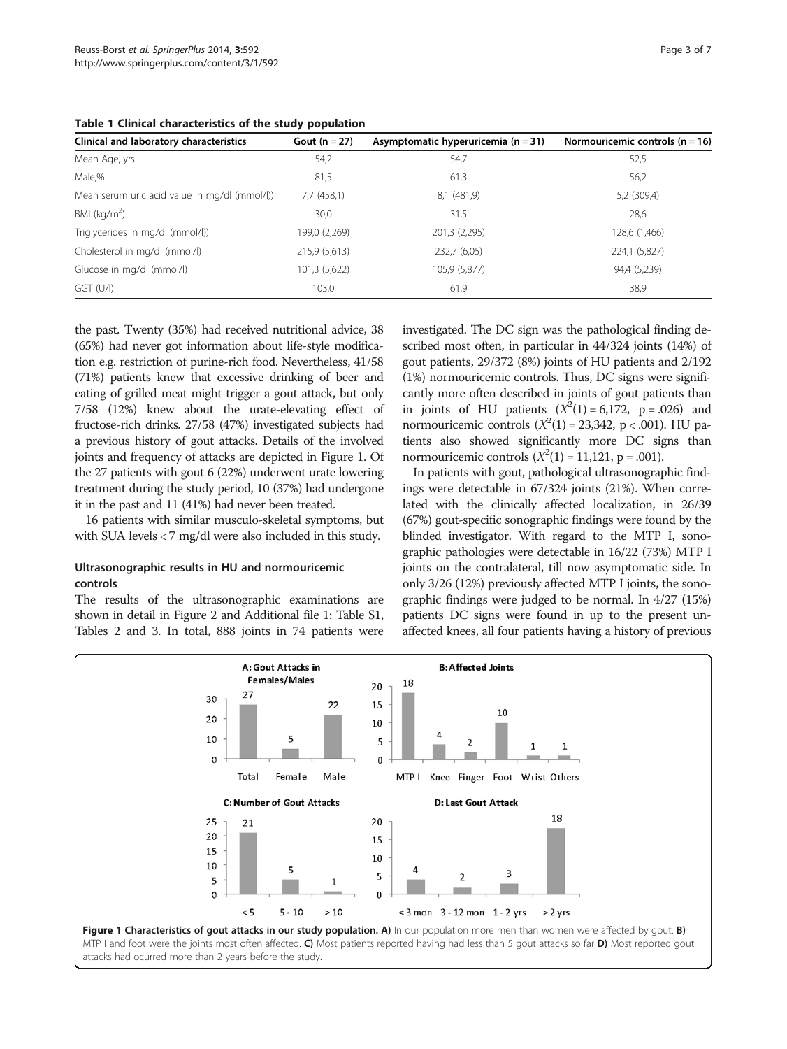**Table 1 Clinical characteristics of the study population**

| Clinical and laboratory characteristics | Gout (n = 27) | Asymptomatic hyperuricemia (n = 31) | Normouricemic controls (n = 16) |
|---|---|---|---|
| Mean Age, yrs | 54,2 | 54,7 | 52,5 |
| Male,% | 81,5 | 61,3 | 56,2 |
| Mean serum uric acid value in mg/dl (mmol/l)) | 7,7 (458,1) | 8,1 (481,9) | 5,2 (309,4) |
| BMI (kg/m$^2$) | 30,0 | 31,5 | 28,6 |
| Triglycerides in mg/dl (mmol/l)) | 199,0 (2,269) | 201,3 (2,295) | 128,6 (1,466) |
| Cholesterol in mg/dl (mmol/l) | 215,9 (5,613) | 232,7 (6,05) | 224,1 (5,827) |
| Glucose in mg/dl (mmol/l) | 101,3 (5,622) | 105,9 (5,877) | 94,4 (5,239) |
| GGT (U/l) | 103,0 | 61,9 | 38,9 |

the past. Twenty (35%) had received nutritional advice, 38 (65%) had never got information about life-style modification e.g. restriction of purine-rich food. Nevertheless, 41/58 (71%) patients knew that excessive drinking of beer and eating of grilled meat might trigger a gout attack, but only 7/58 (12%) knew about the urate-elevating effect of fructose-rich drinks. 27/58 (47%) investigated subjects had a previous history of gout attacks. Details of the involved joints and frequency of attacks are depicted in Figure 1. Of the 27 patients with gout 6 (22%) underwent urate lowering treatment during the study period, 10 (37%) had undergone it in the past and 11 (41%) had never been treated.

16 patients with similar musculo-skeletal symptoms, but with SUA levels < 7 mg/dl were also included in this study.

## Ultrasonographic results in HU and normouricemic controls

The results of the ultrasonographic examinations are shown in detail in Figure 2 and Additional file 1: Table S1, Tables 2 and 3. In total, 888 joints in 74 patients were investigated. The DC sign was the pathological finding described most often, in particular in 44/324 joints (14%) of gout patients, 29/372 (8%) joints of HU patients and 2/192 (1%) normouricemic controls. Thus, DC signs were significantly more often described in joints of gout patients than in joints of HU patients ($X^2(1) = 6{,}172$, $p = .026$) and normouricemic controls ($X^2(1) = 23{,}342$, $p < .001$). HU patients also showed significantly more DC signs than normouricemic controls ($X^2(1) = 11{,}121$, $p = .001$).

In patients with gout, pathological ultrasonographic findings were detectable in 67/324 joints (21%). When correlated with the clinically affected localization, in 26/39 (67%) gout-specific sonographic findings were found by the blinded investigator. With regard to the MTP I, sonographic pathologies were detectable in 16/22 (73%) MTP I joints on the contralateral, till now asymptomatic side. In only 3/26 (12%) previously affected MTP I joints, the sonographic findings were judged to be normal. In 4/27 (15%) patients DC signs were found in up to the present unaffected knees, all four patients having a history of previous

**Figure 1 Characteristics of gout attacks in our study population. A)** In our population more men than women were affected by gout. **B)** MTP I and foot were the joints most often affected. **C)** Most patients reported having had less than 5 gout attacks so far **D)** Most reported gout attacks had ocurred more than 2 years before the study.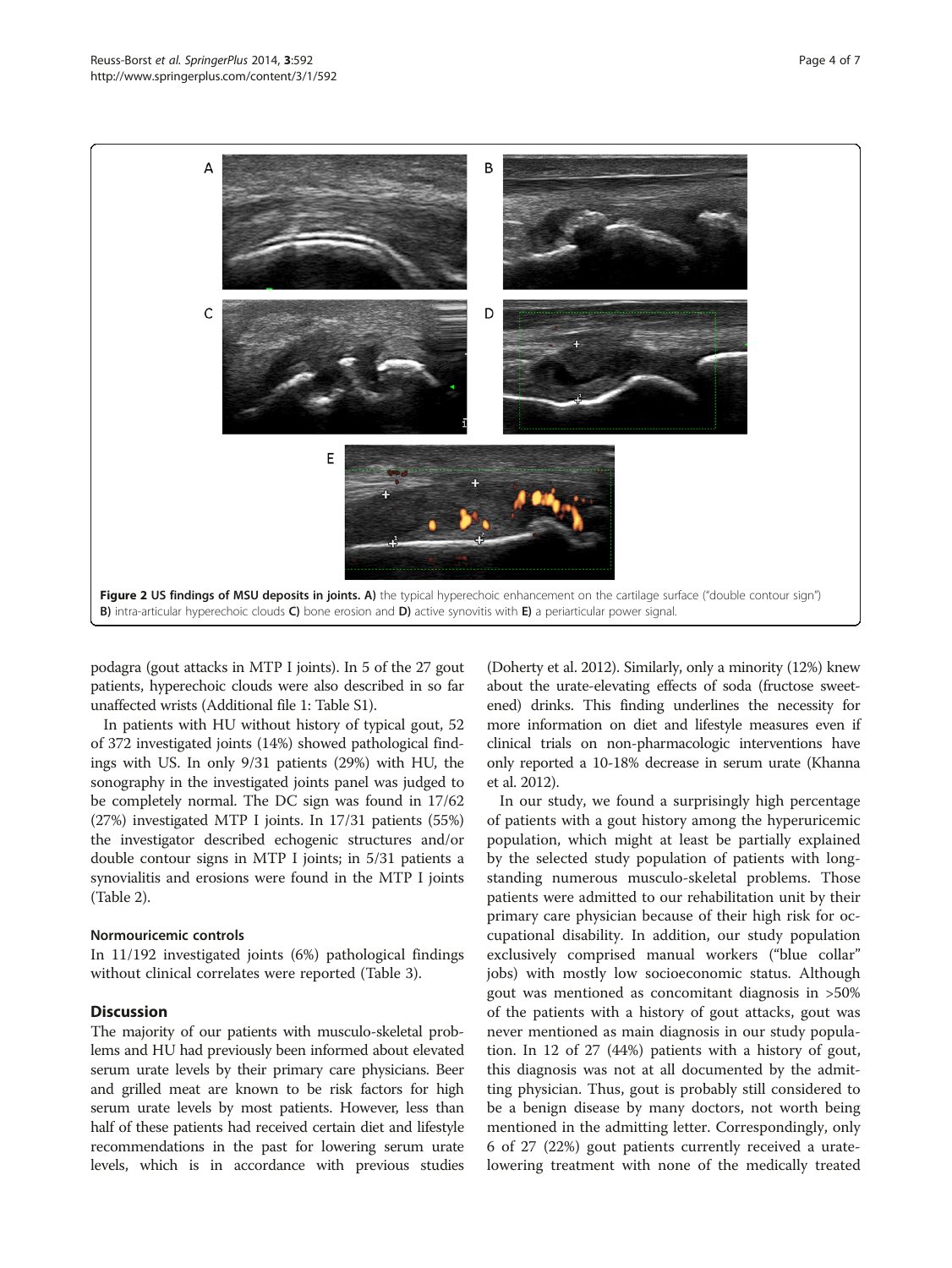**Figure 2 US findings of MSU deposits in joints. A)** the typical hyperechoic enhancement on the cartilage surface ("double contour sign") **B)** intra-articular hyperechoic clouds **C)** bone erosion and **D)** active synovitis with **E)** a periarticular power signal.

podagra (gout attacks in MTP I joints). In 5 of the 27 gout patients, hyperechoic clouds were also described in so far unaffected wrists (Additional file 1: Table S1).

In patients with HU without history of typical gout, 52 of 372 investigated joints (14%) showed pathological findings with US. In only 9/31 patients (29%) with HU, the sonography in the investigated joints panel was judged to be completely normal. The DC sign was found in 17/62 (27%) investigated MTP I joints. In 17/31 patients (55%) the investigator described echogenic structures and/or double contour signs in MTP I joints; in 5/31 patients a synovialitis and erosions were found in the MTP I joints (Table 2).

### Normouricemic controls

In 11/192 investigated joints (6%) pathological findings without clinical correlates were reported (Table 3).

## Discussion

The majority of our patients with musculo-skeletal problems and HU had previously been informed about elevated serum urate levels by their primary care physicians. Beer and grilled meat are known to be risk factors for high serum urate levels by most patients. However, less than half of these patients had received certain diet and lifestyle recommendations in the past for lowering serum urate levels, which is in accordance with previous studies (Doherty et al. 2012). Similarly, only a minority (12%) knew about the urate-elevating effects of soda (fructose sweetened) drinks. This finding underlines the necessity for more information on diet and lifestyle measures even if clinical trials on non-pharmacologic interventions have only reported a 10-18% decrease in serum urate (Khanna et al. 2012).

In our study, we found a surprisingly high percentage of patients with a gout history among the hyperuricemic population, which might at least be partially explained by the selected study population of patients with longstanding numerous musculo-skeletal problems. Those patients were admitted to our rehabilitation unit by their primary care physician because of their high risk for occupational disability. In addition, our study population exclusively comprised manual workers ("blue collar" jobs) with mostly low socioeconomic status. Although gout was mentioned as concomitant diagnosis in >50% of the patients with a history of gout attacks, gout was never mentioned as main diagnosis in our study population. In 12 of 27 (44%) patients with a history of gout, this diagnosis was not at all documented by the admitting physician. Thus, gout is probably still considered to be a benign disease by many doctors, not worth being mentioned in the admitting letter. Correspondingly, only 6 of 27 (22%) gout patients currently received a urate-lowering treatment with none of the medically treated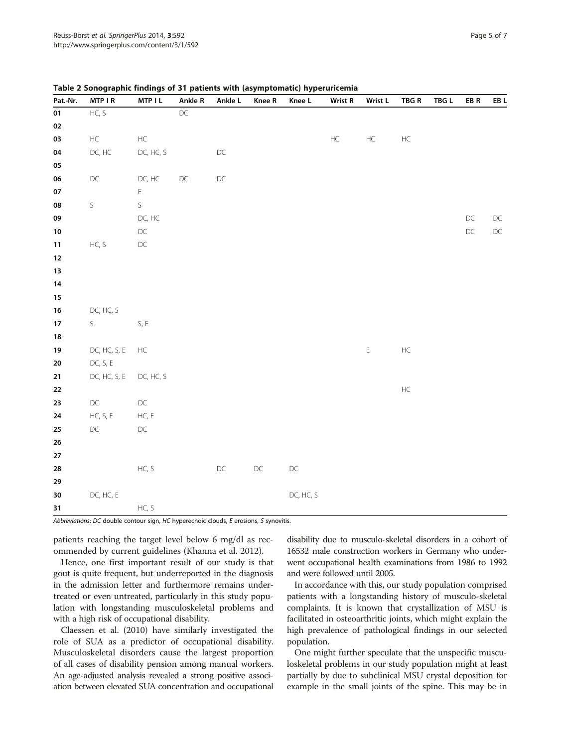**Table 2 Sonographic findings of 31 patients with (asymptomatic) hyperuricemia**

| Pat.-Nr. | MTP I R | MTP I L | Ankle R | Ankle L | Knee R | Knee L | Wrist R | Wrist L | TBG R | TBG L | EB R | EB L |
|---|---|---|---|---|---|---|---|---|---|---|---|---|
| 01 | HC, S | | DC | | | | | | | | | |
| 02 | | | | | | | | | | | | |
| 03 | HC | HC | | | | | HC | HC | HC | | | |
| 04 | DC, HC | DC, HC, S | | DC | | | | | | | | |
| 05 | | | | | | | | | | | | |
| 06 | DC | DC, HC | DC | DC | | | | | | | | |
| 07 | | E | | | | | | | | | | |
| 08 | S | S | | | | | | | | | | |
| 09 | | DC, HC | | | | | | | | | DC | DC |
| 10 | | DC | | | | | | | | | DC | DC |
| 11 | HC, S | DC | | | | | | | | | | |
| 12 | | | | | | | | | | | | |
| 13 | | | | | | | | | | | | |
| 14 | | | | | | | | | | | | |
| 15 | | | | | | | | | | | | |
| 16 | DC, HC, S | | | | | | | | | | | |
| 17 | S | S, E | | | | | | | | | | |
| 18 | | | | | | | | | | | | |
| 19 | DC, HC, S, E | HC | | | | | | E | HC | | | |
| 20 | DC, S, E | | | | | | | | | | | |
| 21 | DC, HC, S, E | DC, HC, S | | | | | | | | | | |
| 22 | | | | | | | | | HC | | | |
| 23 | DC | DC | | | | | | | | | | |
| 24 | HC, S, E | HC, E | | | | | | | | | | |
| 25 | DC | DC | | | | | | | | | | |
| 26 | | | | | | | | | | | | |
| 27 | | | | | | | | | | | | |
| 28 | | HC, S | | DC | DC | DC | | | | | | |
| 29 | | | | | | | | | | | | |
| 30 | DC, HC, E | | | | | DC, HC, S | | | | | | |
| 31 | | HC, S | | | | | | | | | | |

*Abbreviations*: *DC* double contour sign, *HC* hyperechoic clouds, *E* erosions, *S* synovitis.

patients reaching the target level below 6 mg/dl as recommended by current guidelines (Khanna et al. 2012).

Hence, one first important result of our study is that gout is quite frequent, but underreported in the diagnosis in the admission letter and furthermore remains undertreated or even untreated, particularly in this study population with longstanding musculoskeletal problems and with a high risk of occupational disability.

Claessen et al. (2010) have similarly investigated the role of SUA as a predictor of occupational disability. Musculoskeletal disorders cause the largest proportion of all cases of disability pension among manual workers. An age-adjusted analysis revealed a strong positive association between elevated SUA concentration and occupational disability due to musculo-skeletal disorders in a cohort of 16532 male construction workers in Germany who underwent occupational health examinations from 1986 to 1992 and were followed until 2005.

In accordance with this, our study population comprised patients with a longstanding history of musculo-skeletal complaints. It is known that crystallization of MSU is facilitated in osteoarthritic joints, which might explain the high prevalence of pathological findings in our selected population.

One might further speculate that the unspecific musculoskeletal problems in our study population might at least partially by due to subclinical MSU crystal deposition for example in the small joints of the spine. This may be in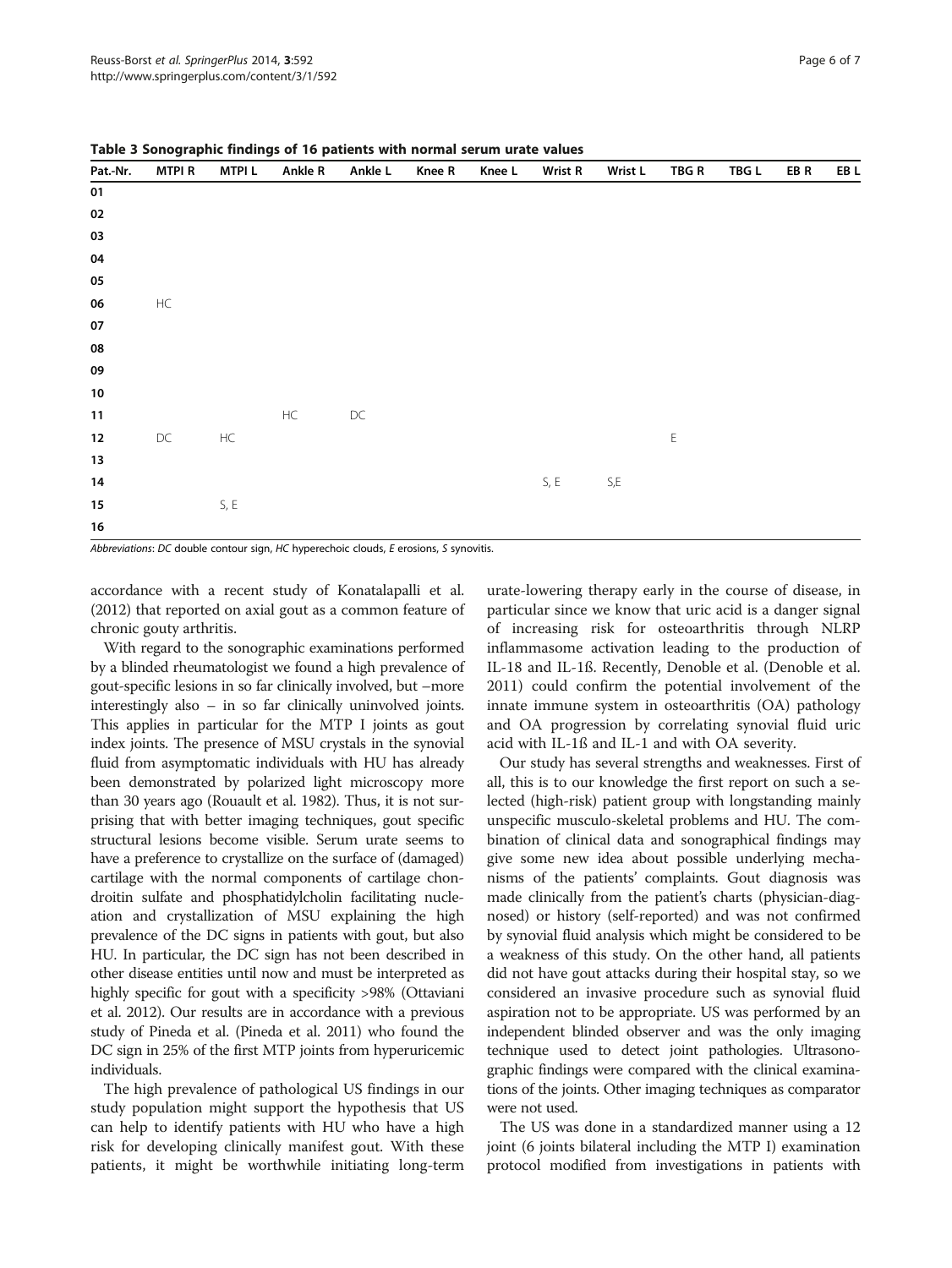**Table 3 Sonographic findings of 16 patients with normal serum urate values**

| Pat.-Nr. | MTPI R | MTPI L | Ankle R | Ankle L | Knee R | Knee L | Wrist R | Wrist L | TBG R | TBG L | EB R | EB L |
|---|---|---|---|---|---|---|---|---|---|---|---|---|
| 01 | | | | | | | | | | | | |
| 02 | | | | | | | | | | | | |
| 03 | | | | | | | | | | | | |
| 04 | | | | | | | | | | | | |
| 05 | | | | | | | | | | | | |
| 06 | HC | | | | | | | | | | | |
| 07 | | | | | | | | | | | | |
| 08 | | | | | | | | | | | | |
| 09 | | | | | | | | | | | | |
| 10 | | | | | | | | | | | | |
| 11 | | | HC | DC | | | | | | | | |
| 12 | DC | HC | | | | | | | E | | | |
| 13 | | | | | | | | | | | | |
| 14 | | | | | | | S, E | S,E | | | | |
| 15 | | S, E | | | | | | | | | | |
| 16 | | | | | | | | | | | | |

*Abbreviations*: *DC* double contour sign, *HC* hyperechoic clouds, *E* erosions, *S* synovitis.

accordance with a recent study of Konatalapalli et al. (2012) that reported on axial gout as a common feature of chronic gouty arthritis.

With regard to the sonographic examinations performed by a blinded rheumatologist we found a high prevalence of gout-specific lesions in so far clinically involved, but –more interestingly also – in so far clinically uninvolved joints. This applies in particular for the MTP I joints as gout index joints. The presence of MSU crystals in the synovial fluid from asymptomatic individuals with HU has already been demonstrated by polarized light microscopy more than 30 years ago (Rouault et al. 1982). Thus, it is not surprising that with better imaging techniques, gout specific structural lesions become visible. Serum urate seems to have a preference to crystallize on the surface of (damaged) cartilage with the normal components of cartilage chondroitin sulfate and phosphatidylcholin facilitating nucleation and crystallization of MSU explaining the high prevalence of the DC signs in patients with gout, but also HU. In particular, the DC sign has not been described in other disease entities until now and must be interpreted as highly specific for gout with a specificity >98% (Ottaviani et al. 2012). Our results are in accordance with a previous study of Pineda et al. (Pineda et al. 2011) who found the DC sign in 25% of the first MTP joints from hyperuricemic individuals.

The high prevalence of pathological US findings in our study population might support the hypothesis that US can help to identify patients with HU who have a high risk for developing clinically manifest gout. With these patients, it might be worthwhile initiating long-term urate-lowering therapy early in the course of disease, in particular since we know that uric acid is a danger signal of increasing risk for osteoarthritis through NLRP inflammasome activation leading to the production of IL-18 and IL-1ß. Recently, Denoble et al. (Denoble et al. 2011) could confirm the potential involvement of the innate immune system in osteoarthritis (OA) pathology and OA progression by correlating synovial fluid uric acid with IL-1ß and IL-1 and with OA severity.

Our study has several strengths and weaknesses. First of all, this is to our knowledge the first report on such a selected (high-risk) patient group with longstanding mainly unspecific musculo-skeletal problems and HU. The combination of clinical data and sonographical findings may give some new idea about possible underlying mechanisms of the patients' complaints. Gout diagnosis was made clinically from the patient's charts (physician-diagnosed) or history (self-reported) and was not confirmed by synovial fluid analysis which might be considered to be a weakness of this study. On the other hand, all patients did not have gout attacks during their hospital stay, so we considered an invasive procedure such as synovial fluid aspiration not to be appropriate. US was performed by an independent blinded observer and was the only imaging technique used to detect joint pathologies. Ultrasonographic findings were compared with the clinical examinations of the joints. Other imaging techniques as comparator were not used.

The US was done in a standardized manner using a 12 joint (6 joints bilateral including the MTP I) examination protocol modified from investigations in patients with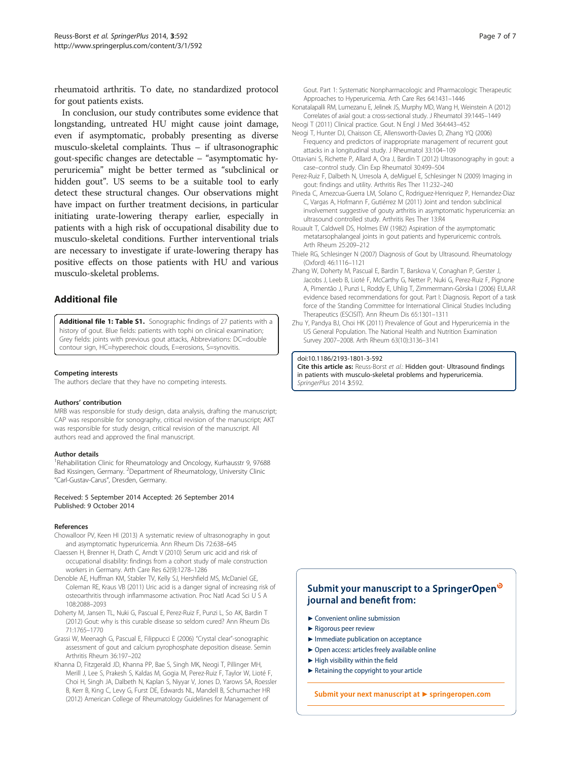rheumatoid arthritis. To date, no standardized protocol for gout patients exists.

In conclusion, our study contributes some evidence that longstanding, untreated HU might cause joint damage, even if asymptomatic, probably presenting as diverse musculo-skeletal complaints. Thus – if ultrasonographic gout-specific changes are detectable – "asymptomatic hyperuricemia" might be better termed as "subclinical or hidden gout". US seems to be a suitable tool to early detect these structural changes. Our observations might have impact on further treatment decisions, in particular initiating urate-lowering therapy earlier, especially in patients with a high risk of occupational disability due to musculo-skeletal conditions. Further interventional trials are necessary to investigate if urate-lowering therapy has positive effects on those patients with HU and various musculo-skeletal problems.

## Additional file

**Additional file 1: Table S1.** Sonographic findings of 27 patients with a history of gout. Blue fields: patients with tophi on clinical examination; Grey fields: joints with previous gout attacks, Abbreviations: DC=double contour sign, HC=hyperechoic clouds, E=erosions, S=synovitis.

#### Competing interests

The authors declare that they have no competing interests.

#### Authors' contribution

MRB was responsible for study design, data analysis, drafting the manuscript; CAP was responsible for sonography, critical revision of the manuscript; AKT was responsible for study design, critical revision of the manuscript. All authors read and approved the final manuscript.

#### Author details

[1]Rehabilitation Clinic for Rheumatology and Oncology, Kurhausstr 9, 97688 Bad Kissingen, Germany. [2]Department of Rheumatology, University Clinic "Carl-Gustav-Carus", Dresden, Germany.

Received: 5 September 2014 Accepted: 26 September 2014
Published: 9 October 2014

#### References

Chowalloor PV, Keen HI (2013) A systematic review of ultrasonography in gout and asymptomatic hyperuricemia. Ann Rheum Dis 72:638–645

Claessen H, Brenner H, Drath C, Arndt V (2010) Serum uric acid and risk of occupational disability: findings from a cohort study of male construction workers in Germany. Arth Care Res 62(9):1278–1286

Denoble AE, Huffman KM, Stabler TV, Kelly SJ, Hershfield MS, McDaniel GE, Coleman RE, Kraus VB (2011) Uric acid is a danger signal of increasing risk of osteoarthritis through inflammasome activation. Proc Natl Acad Sci U S A 108:2088–2093

Doherty M, Jansen TL, Nuki G, Pascual E, Perez-Ruiz F, Punzi L, So AK, Bardin T (2012) Gout: why is this curable disease so seldom cured? Ann Rheum Dis 71:1765–1770

Grassi W, Meenagh G, Pascual E, Filippucci E (2006) "Crystal clear"-sonographic assessment of gout and calcium pyrophosphate deposition disease. Semin Arthritis Rheum 36:197–202

Khanna D, Fitzgerald JD, Khanna PP, Bae S, Singh MK, Neogi T, Pillinger MH, Merill J, Lee S, Prakesh S, Kaldas M, Gogia M, Perez-Ruiz F, Taylor W, Lioté F, Choi H, Singh JA, Dalbeth N, Kaplan S, Niyyar V, Jones D, Yarows SA, Roessler B, Kerr B, King C, Levy G, Furst DE, Edwards NL, Mandell B, Schumacher HR (2012) American College of Rheumatology Guidelines for Management of Gout. Part 1: Systematic Nonpharmacologic and Pharmacologic Therapeutic Approaches to Hyperuricemia. Arth Care Res 64:1431–1446

Konatalapalli RM, Lumezanu E, Jelinek JS, Murphy MD, Wang H, Weinstein A (2012) Correlates of axial gout: a cross-sectional study. J Rheumatol 39:1445–1449

Neogi T (2011) Clinical practice. Gout. N Engl J Med 364:443–452

Neogi T, Hunter DJ, Chaisson CE, Allensworth-Davies D, Zhang YQ (2006) Frequency and predictors of inappropriate management of recurrent gout attacks in a longitudinal study. J Rheumatol 33:104–109

Ottaviani S, Richette P, Allard A, Ora J, Bardin T (2012) Ultrasonography in gout: a case–control study. Clin Exp Rheumatol 30:499–504

Perez-Ruiz F, Dalbeth N, Urresola A, deMiguel E, Schlesinger N (2009) Imaging in gout: findings and utility. Arthritis Res Ther 11:232–240

Pineda C, Amezcua-Guerra LM, Solano C, Rodriguez-Henriquez P, Hernandez-Diaz C, Vargas A, Hofmann F, Gutiérrez M (2011) Joint and tendon subclinical involvement suggestive of gouty arthritis in asymptomatic hyperuricemia: an ultrasound controlled study. Arthritis Res Ther 13:R4

Rouault T, Caldwell DS, Holmes EW (1982) Aspiration of the asymptomatic metatarsophalangeal joints in gout patients and hyperuricemic controls. Arth Rheum 25:209–212

Thiele RG, Schlesinger N (2007) Diagnosis of Gout by Ultrasound. Rheumatology (Oxford) 46:1116–1121

Zhang W, Doherty M, Pascual E, Bardin T, Barskova V, Conaghan P, Gerster J, Jacobs J, Leeb B, Lioté F, McCarthy G, Netter P, Nuki G, Perez-Ruiz F, Pignone A, Pimentão J, Punzi L, Roddy E, Uhlig T, Zimmermann-Gòrska I (2006) EULAR evidence based recommendations for gout. Part I: Diagnosis. Report of a task force of the Standing Committee for International Clinical Studies Including Therapeutics (ESCISIT). Ann Rheum Dis 65:1301–1311

Zhu Y, Pandya BJ, Choi HK (2011) Prevalence of Gout and Hyperuricemia in the US General Population. The National Health and Nutrition Examination Survey 2007–2008. Arth Rheum 63(10):3136–3141

doi:10.1186/2193-1801-3-592

**Cite this article as:** Reuss-Borst *et al.*: Hidden gout- Ultrasound findings in patients with musculo-skeletal problems and hyperuricemia. *SpringerPlus* 2014 **3**:592.

**Submit your manuscript to a SpringerOpen journal and benefit from:**

- ► Convenient online submission
- ► Rigorous peer review
- ► Immediate publication on acceptance
- ► Open access: articles freely available online
- ► High visibility within the field
- ► Retaining the copyright to your article

**Submit your next manuscript at ► springeropen.com**